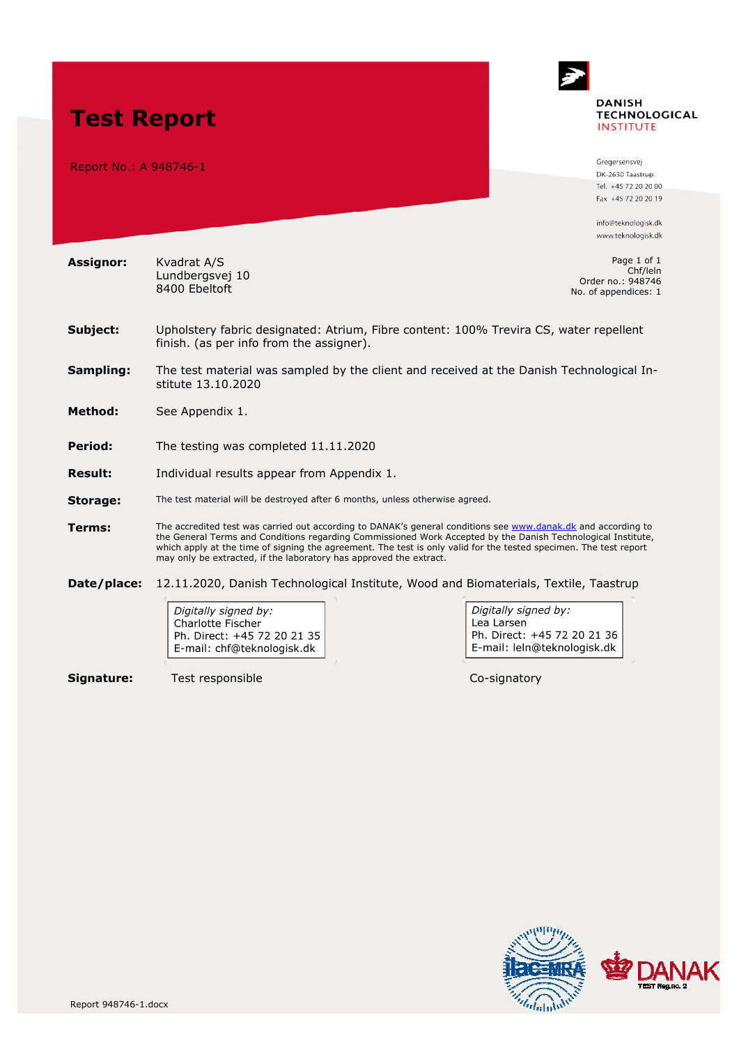# Test Report

Report No.: A 948746-1

**DANISH TECHNOLOGICAL INSTITUTE**

Gregersensvej
DK-2630 Taastrup
Tel. +45 72 20 20 00
Fax +45 72 20 20 19

info@teknologisk.dk
www.teknologisk.dk

Page 1 of 1
Chf/leln
Order no.: 948746
No. of appendices: 1

**Assignor:** Kvadrat A/S
Lundbergsvej 10
8400 Ebeltoft

**Subject:** Upholstery fabric designated: Atrium, Fibre content: 100% Trevira CS, water repellent finish. (as per info from the assigner).

**Sampling:** The test material was sampled by the client and received at the Danish Technological Institute 13.10.2020

**Method:** See Appendix 1.

**Period:** The testing was completed 11.11.2020

**Result:** Individual results appear from Appendix 1.

**Storage:** The test material will be destroyed after 6 months, unless otherwise agreed.

**Terms:** The accredited test was carried out according to DANAK's general conditions see www.danak.dk and according to the General Terms and Conditions regarding Commissioned Work Accepted by the Danish Technological Institute, which apply at the time of signing the agreement. The test is only valid for the tested specimen. The test report may only be extracted, if the laboratory has approved the extract.

**Date/place:** 12.11.2020, Danish Technological Institute, Wood and Biomaterials, Textile, Taastrup

*Digitally signed by:*
Charlotte Fischer
Ph. Direct: +45 72 20 21 35
E-mail: chf@teknologisk.dk

*Digitally signed by:*
Lea Larsen
Ph. Direct: +45 72 20 21 36
E-mail: leln@teknologisk.dk

**Signature:** Test responsible    Co-signatory

DANAK TEST Reg.no. 2

Report 948746-1.docx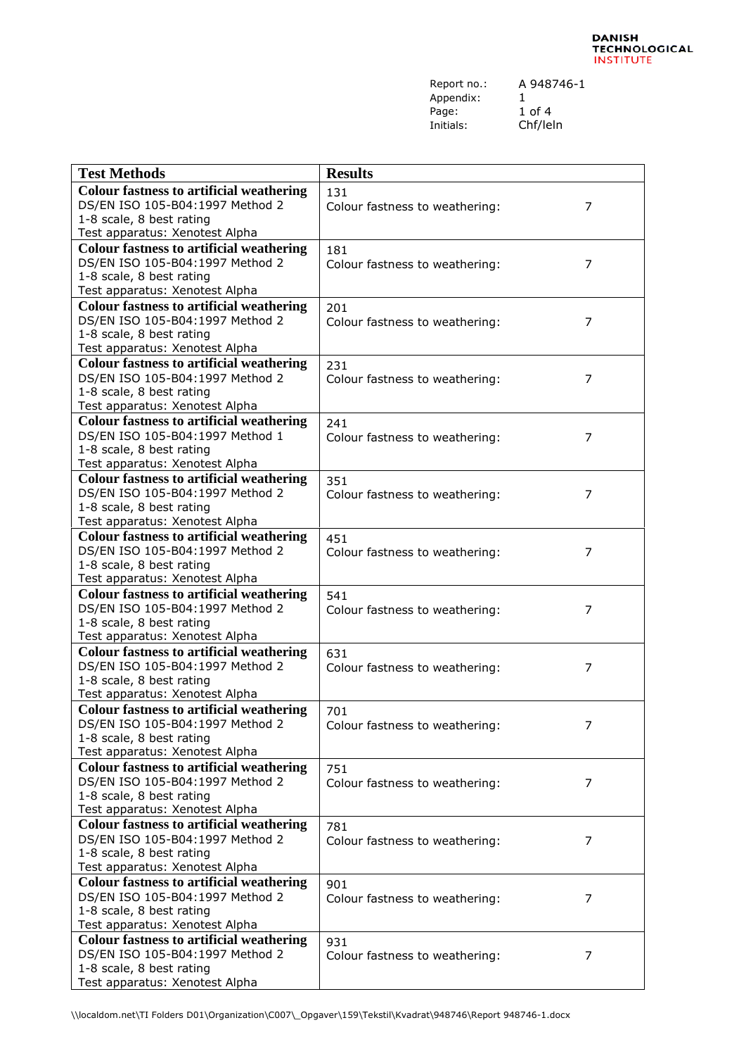Report no.: A 948746-1
Appendix: 1
Page: 1 of 4
Initials: Chf/leln

| Test Methods | Results |
|---|---|
| **Colour fastness to artificial weathering**<br>DS/EN ISO 105-B04:1997 Method 2<br>1-8 scale, 8 best rating<br>Test apparatus: Xenotest Alpha | 131<br>Colour fastness to weathering: 7 |
| **Colour fastness to artificial weathering**<br>DS/EN ISO 105-B04:1997 Method 2<br>1-8 scale, 8 best rating<br>Test apparatus: Xenotest Alpha | 181<br>Colour fastness to weathering: 7 |
| **Colour fastness to artificial weathering**<br>DS/EN ISO 105-B04:1997 Method 2<br>1-8 scale, 8 best rating<br>Test apparatus: Xenotest Alpha | 201<br>Colour fastness to weathering: 7 |
| **Colour fastness to artificial weathering**<br>DS/EN ISO 105-B04:1997 Method 2<br>1-8 scale, 8 best rating<br>Test apparatus: Xenotest Alpha | 231<br>Colour fastness to weathering: 7 |
| **Colour fastness to artificial weathering**<br>DS/EN ISO 105-B04:1997 Method 1<br>1-8 scale, 8 best rating<br>Test apparatus: Xenotest Alpha | 241<br>Colour fastness to weathering: 7 |
| **Colour fastness to artificial weathering**<br>DS/EN ISO 105-B04:1997 Method 2<br>1-8 scale, 8 best rating<br>Test apparatus: Xenotest Alpha | 351<br>Colour fastness to weathering: 7 |
| **Colour fastness to artificial weathering**<br>DS/EN ISO 105-B04:1997 Method 2<br>1-8 scale, 8 best rating<br>Test apparatus: Xenotest Alpha | 451<br>Colour fastness to weathering: 7 |
| **Colour fastness to artificial weathering**<br>DS/EN ISO 105-B04:1997 Method 2<br>1-8 scale, 8 best rating<br>Test apparatus: Xenotest Alpha | 541<br>Colour fastness to weathering: 7 |
| **Colour fastness to artificial weathering**<br>DS/EN ISO 105-B04:1997 Method 2<br>1-8 scale, 8 best rating<br>Test apparatus: Xenotest Alpha | 631<br>Colour fastness to weathering: 7 |
| **Colour fastness to artificial weathering**<br>DS/EN ISO 105-B04:1997 Method 2<br>1-8 scale, 8 best rating<br>Test apparatus: Xenotest Alpha | 701<br>Colour fastness to weathering: 7 |
| **Colour fastness to artificial weathering**<br>DS/EN ISO 105-B04:1997 Method 2<br>1-8 scale, 8 best rating<br>Test apparatus: Xenotest Alpha | 751<br>Colour fastness to weathering: 7 |
| **Colour fastness to artificial weathering**<br>DS/EN ISO 105-B04:1997 Method 2<br>1-8 scale, 8 best rating<br>Test apparatus: Xenotest Alpha | 781<br>Colour fastness to weathering: 7 |
| **Colour fastness to artificial weathering**<br>DS/EN ISO 105-B04:1997 Method 2<br>1-8 scale, 8 best rating<br>Test apparatus: Xenotest Alpha | 901<br>Colour fastness to weathering: 7 |
| **Colour fastness to artificial weathering**<br>DS/EN ISO 105-B04:1997 Method 2<br>1-8 scale, 8 best rating<br>Test apparatus: Xenotest Alpha | 931<br>Colour fastness to weathering: 7 |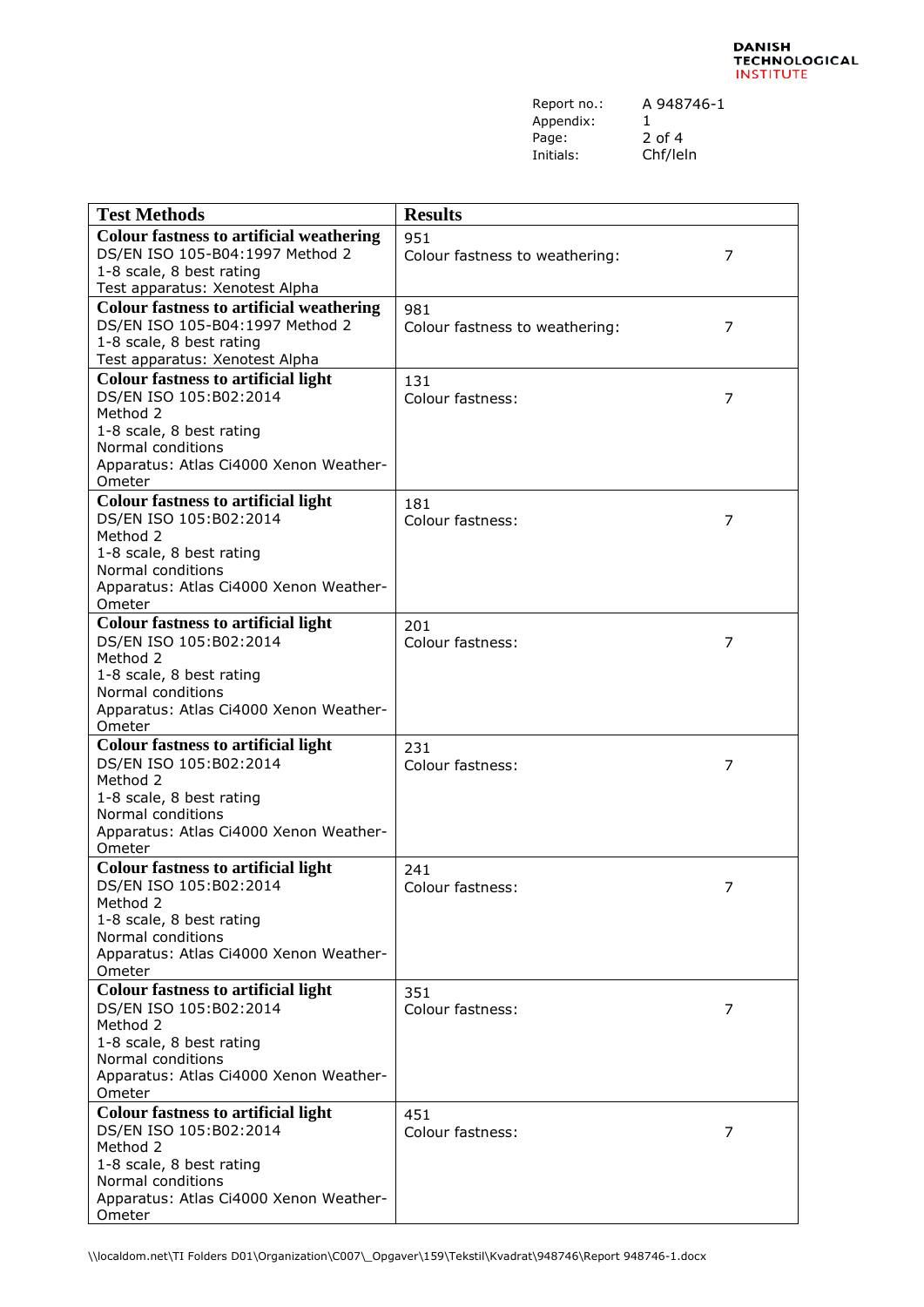| Test Methods | Results | |
|---|---|---|
| **Colour fastness to artificial weathering**<br>DS/EN ISO 105-B04:1997 Method 2<br>1-8 scale, 8 best rating<br>Test apparatus: Xenotest Alpha | 951<br>Colour fastness to weathering: | 7 |
| **Colour fastness to artificial weathering**<br>DS/EN ISO 105-B04:1997 Method 2<br>1-8 scale, 8 best rating<br>Test apparatus: Xenotest Alpha | 981<br>Colour fastness to weathering: | 7 |
| **Colour fastness to artificial light**<br>DS/EN ISO 105:B02:2014<br>Method 2<br>1-8 scale, 8 best rating<br>Normal conditions<br>Apparatus: Atlas Ci4000 Xenon Weather-Ometer | 131<br>Colour fastness: | 7 |
| **Colour fastness to artificial light**<br>DS/EN ISO 105:B02:2014<br>Method 2<br>1-8 scale, 8 best rating<br>Normal conditions<br>Apparatus: Atlas Ci4000 Xenon Weather-Ometer | 181<br>Colour fastness: | 7 |
| **Colour fastness to artificial light**<br>DS/EN ISO 105:B02:2014<br>Method 2<br>1-8 scale, 8 best rating<br>Normal conditions<br>Apparatus: Atlas Ci4000 Xenon Weather-Ometer | 201<br>Colour fastness: | 7 |
| **Colour fastness to artificial light**<br>DS/EN ISO 105:B02:2014<br>Method 2<br>1-8 scale, 8 best rating<br>Normal conditions<br>Apparatus: Atlas Ci4000 Xenon Weather-Ometer | 231<br>Colour fastness: | 7 |
| **Colour fastness to artificial light**<br>DS/EN ISO 105:B02:2014<br>Method 2<br>1-8 scale, 8 best rating<br>Normal conditions<br>Apparatus: Atlas Ci4000 Xenon Weather-Ometer | 241<br>Colour fastness: | 7 |
| **Colour fastness to artificial light**<br>DS/EN ISO 105:B02:2014<br>Method 2<br>1-8 scale, 8 best rating<br>Normal conditions<br>Apparatus: Atlas Ci4000 Xenon Weather-Ometer | 351<br>Colour fastness: | 7 |
| **Colour fastness to artificial light**<br>DS/EN ISO 105:B02:2014<br>Method 2<br>1-8 scale, 8 best rating<br>Normal conditions<br>Apparatus: Atlas Ci4000 Xenon Weather-Ometer | 451<br>Colour fastness: | 7 |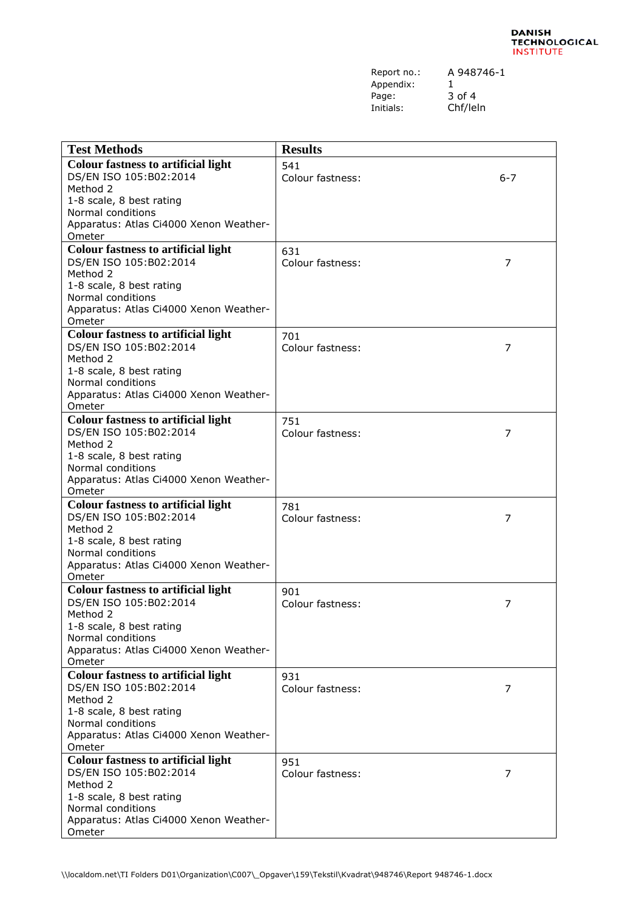| Test Methods | Results | |
|---|---|---|
| **Colour fastness to artificial light** DS/EN ISO 105:B02:2014 Method 2 1-8 scale, 8 best rating Normal conditions Apparatus: Atlas Ci4000 Xenon Weather-Ometer | 541 Colour fastness: | 6-7 |
| **Colour fastness to artificial light** DS/EN ISO 105:B02:2014 Method 2 1-8 scale, 8 best rating Normal conditions Apparatus: Atlas Ci4000 Xenon Weather-Ometer | 631 Colour fastness: | 7 |
| **Colour fastness to artificial light** DS/EN ISO 105:B02:2014 Method 2 1-8 scale, 8 best rating Normal conditions Apparatus: Atlas Ci4000 Xenon Weather-Ometer | 701 Colour fastness: | 7 |
| **Colour fastness to artificial light** DS/EN ISO 105:B02:2014 Method 2 1-8 scale, 8 best rating Normal conditions Apparatus: Atlas Ci4000 Xenon Weather-Ometer | 751 Colour fastness: | 7 |
| **Colour fastness to artificial light** DS/EN ISO 105:B02:2014 Method 2 1-8 scale, 8 best rating Normal conditions Apparatus: Atlas Ci4000 Xenon Weather-Ometer | 781 Colour fastness: | 7 |
| **Colour fastness to artificial light** DS/EN ISO 105:B02:2014 Method 2 1-8 scale, 8 best rating Normal conditions Apparatus: Atlas Ci4000 Xenon Weather-Ometer | 901 Colour fastness: | 7 |
| **Colour fastness to artificial light** DS/EN ISO 105:B02:2014 Method 2 1-8 scale, 8 best rating Normal conditions Apparatus: Atlas Ci4000 Xenon Weather-Ometer | 931 Colour fastness: | 7 |
| **Colour fastness to artificial light** DS/EN ISO 105:B02:2014 Method 2 1-8 scale, 8 best rating Normal conditions Apparatus: Atlas Ci4000 Xenon Weather-Ometer | 951 Colour fastness: | 7 |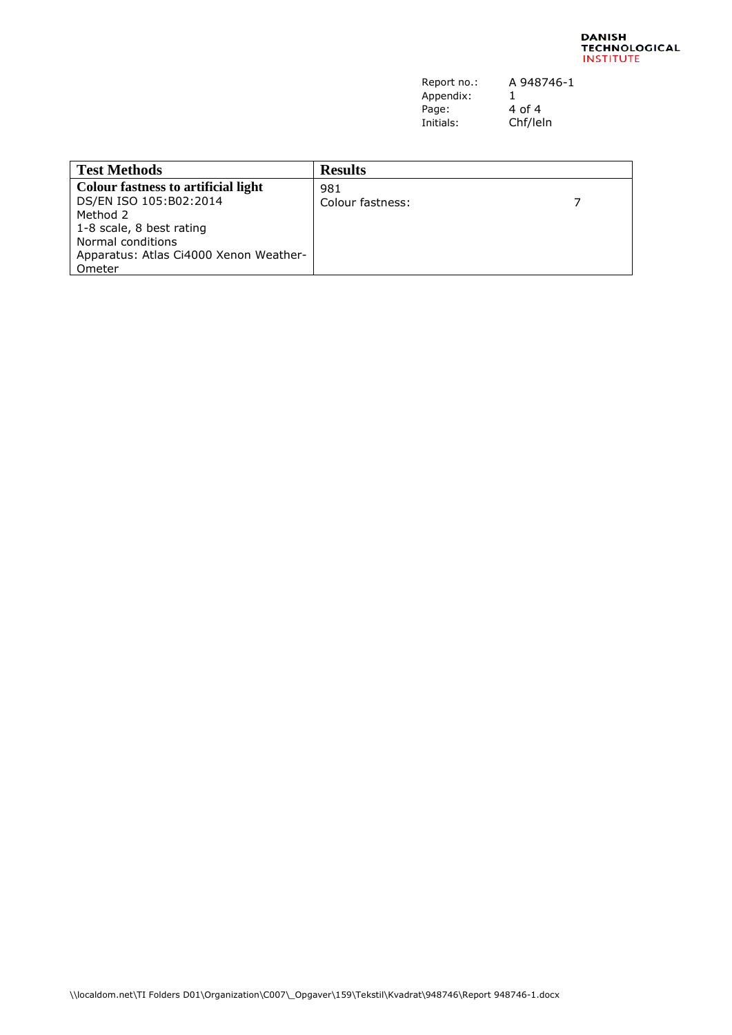Report no.: A 948746-1
Appendix: 1
Initials: Chf/leln

| Test Methods | Results | |
|---|---|---|
| **Colour fastness to artificial light**<br>DS/EN ISO 105:B02:2014<br>Method 2<br>1-8 scale, 8 best rating<br>Normal conditions<br>Apparatus: Atlas Ci4000 Xenon Weather-Ometer | 981<br>Colour fastness: | <br>7 |

\\localdom.net\TI Folders D01\Organization\C007\_Opgaver\159\Tekstil\Kvadrat\948746\Report 948746-1.docx